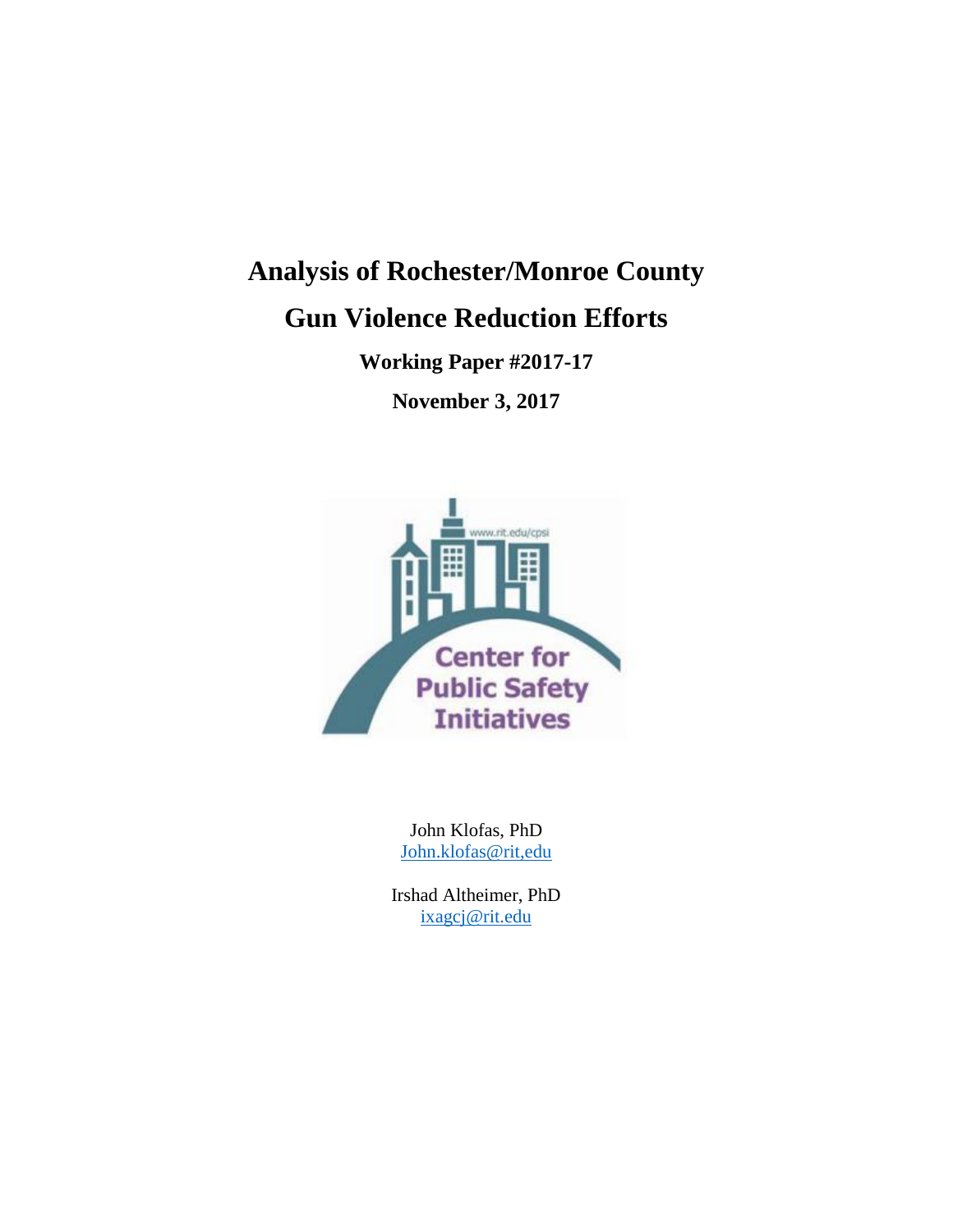# Analysis of Rochester/Monroe County Gun Violence Reduction Efforts

**Working Paper #2017-17**

**November 3, 2017**

John Klofas, PhD
John.klofas@rit,edu

Irshad Altheimer, PhD
ixagcj@rit.edu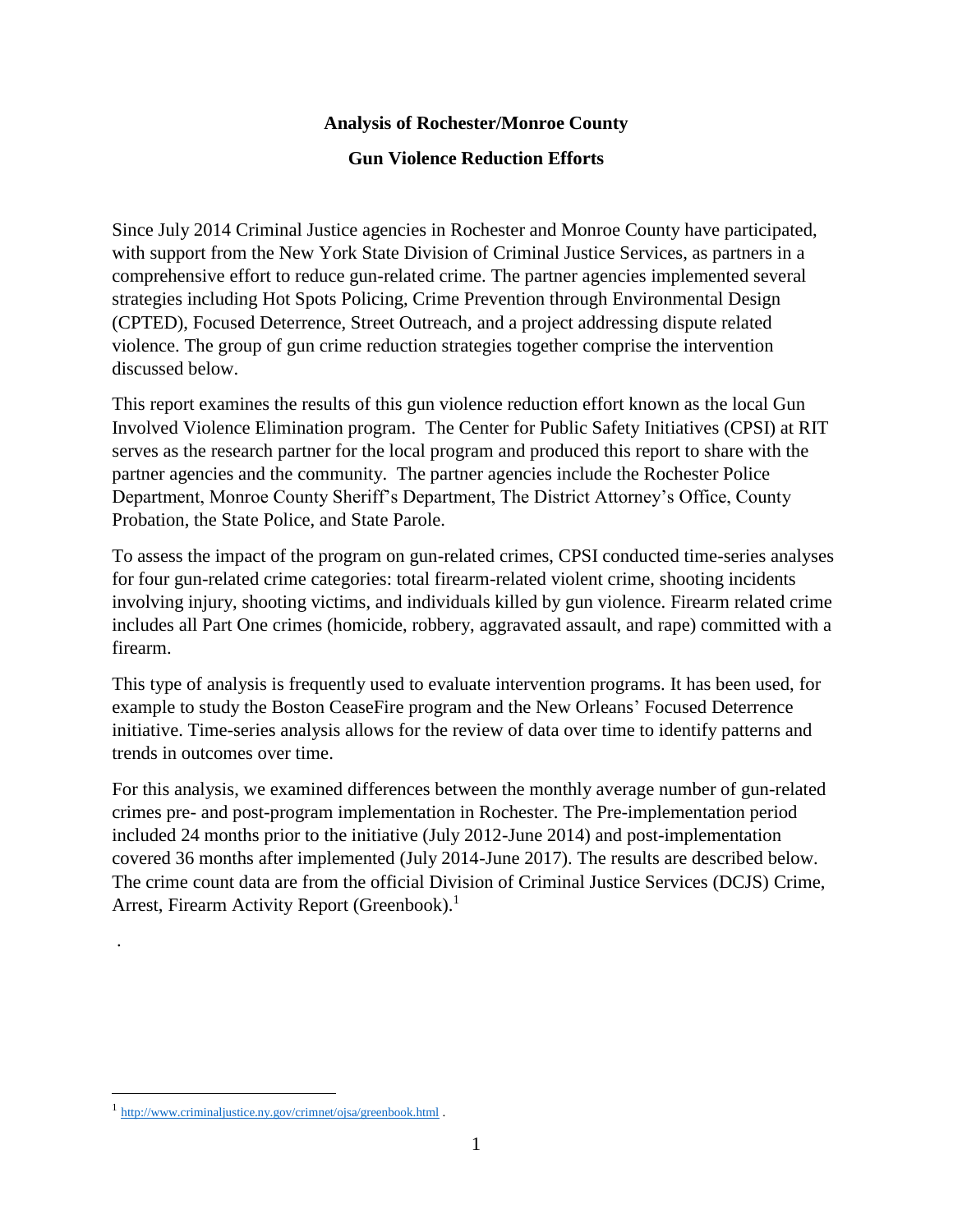**Analysis of Rochester/Monroe County**

**Gun Violence Reduction Efforts**

Since July 2014 Criminal Justice agencies in Rochester and Monroe County have participated, with support from the New York State Division of Criminal Justice Services, as partners in a comprehensive effort to reduce gun-related crime. The partner agencies implemented several strategies including Hot Spots Policing, Crime Prevention through Environmental Design (CPTED), Focused Deterrence, Street Outreach, and a project addressing dispute related violence. The group of gun crime reduction strategies together comprise the intervention discussed below.

This report examines the results of this gun violence reduction effort known as the local Gun Involved Violence Elimination program. The Center for Public Safety Initiatives (CPSI) at RIT serves as the research partner for the local program and produced this report to share with the partner agencies and the community. The partner agencies include the Rochester Police Department, Monroe County Sheriff's Department, The District Attorney's Office, County Probation, the State Police, and State Parole.

To assess the impact of the program on gun-related crimes, CPSI conducted time-series analyses for four gun-related crime categories: total firearm-related violent crime, shooting incidents involving injury, shooting victims, and individuals killed by gun violence. Firearm related crime includes all Part One crimes (homicide, robbery, aggravated assault, and rape) committed with a firearm.

This type of analysis is frequently used to evaluate intervention programs. It has been used, for example to study the Boston CeaseFire program and the New Orleans' Focused Deterrence initiative. Time-series analysis allows for the review of data over time to identify patterns and trends in outcomes over time.

For this analysis, we examined differences between the monthly average number of gun-related crimes pre- and post-program implementation in Rochester. The Pre-implementation period included 24 months prior to the initiative (July 2012-June 2014) and post-implementation covered 36 months after implemented (July 2014-June 2017). The results are described below. The crime count data are from the official Division of Criminal Justice Services (DCJS) Crime, Arrest, Firearm Activity Report (Greenbook).[1]

.

[1] http://www.criminaljustice.ny.gov/crimnet/ojsa/greenbook.html .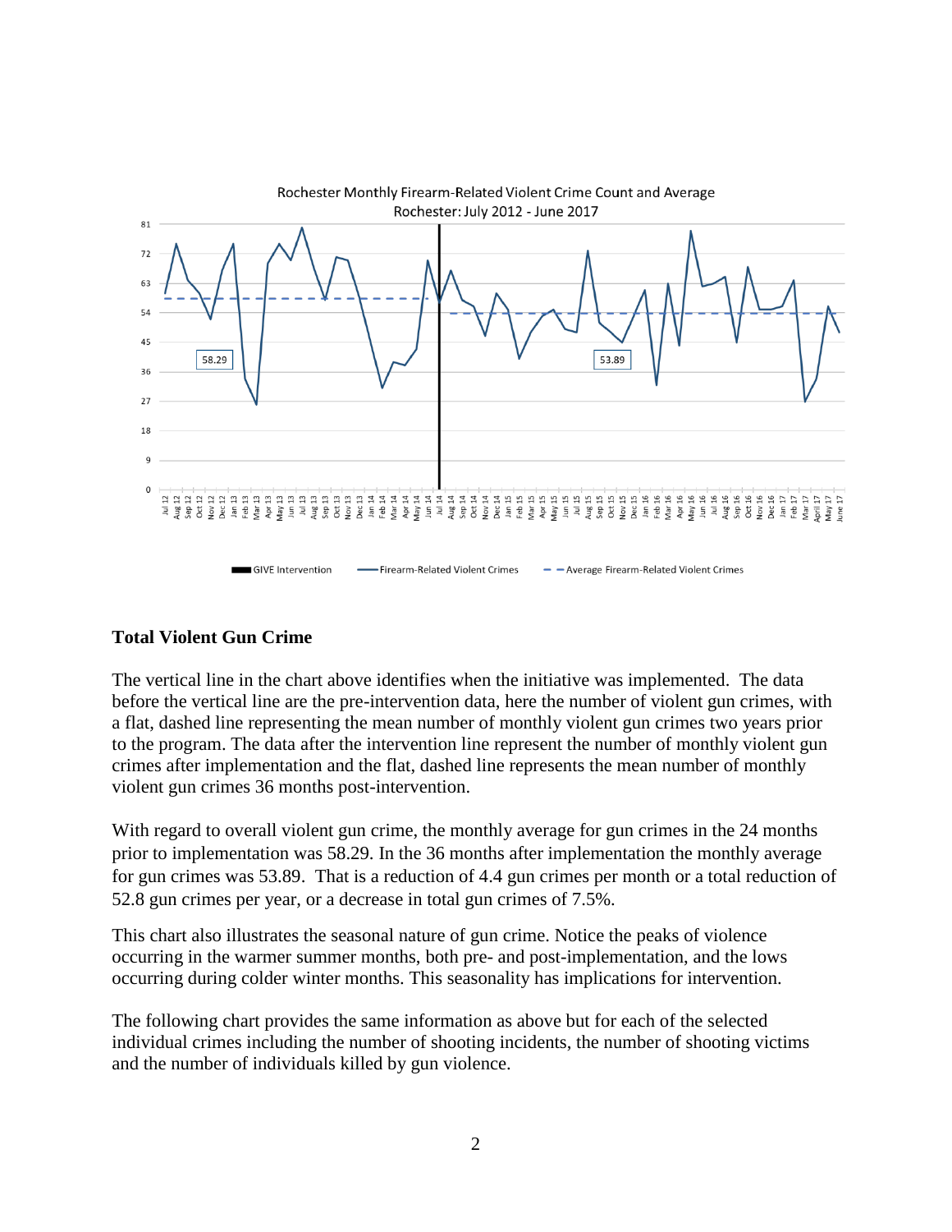Rochester Monthly Firearm-Related Violent Crime Count and Average
Rochester: July 2012 - June 2017

## Total Violent Gun Crime

The vertical line in the chart above identifies when the initiative was implemented. The data before the vertical line are the pre-intervention data, here the number of violent gun crimes, with a flat, dashed line representing the mean number of monthly violent gun crimes two years prior to the program. The data after the intervention line represent the number of monthly violent gun crimes after implementation and the flat, dashed line represents the mean number of monthly violent gun crimes 36 months post-intervention.

With regard to overall violent gun crime, the monthly average for gun crimes in the 24 months prior to implementation was 58.29. In the 36 months after implementation the monthly average for gun crimes was 53.89. That is a reduction of 4.4 gun crimes per month or a total reduction of 52.8 gun crimes per year, or a decrease in total gun crimes of 7.5%.

This chart also illustrates the seasonal nature of gun crime. Notice the peaks of violence occurring in the warmer summer months, both pre- and post-implementation, and the lows occurring during colder winter months. This seasonality has implications for intervention.

The following chart provides the same information as above but for each of the selected individual crimes including the number of shooting incidents, the number of shooting victims and the number of individuals killed by gun violence.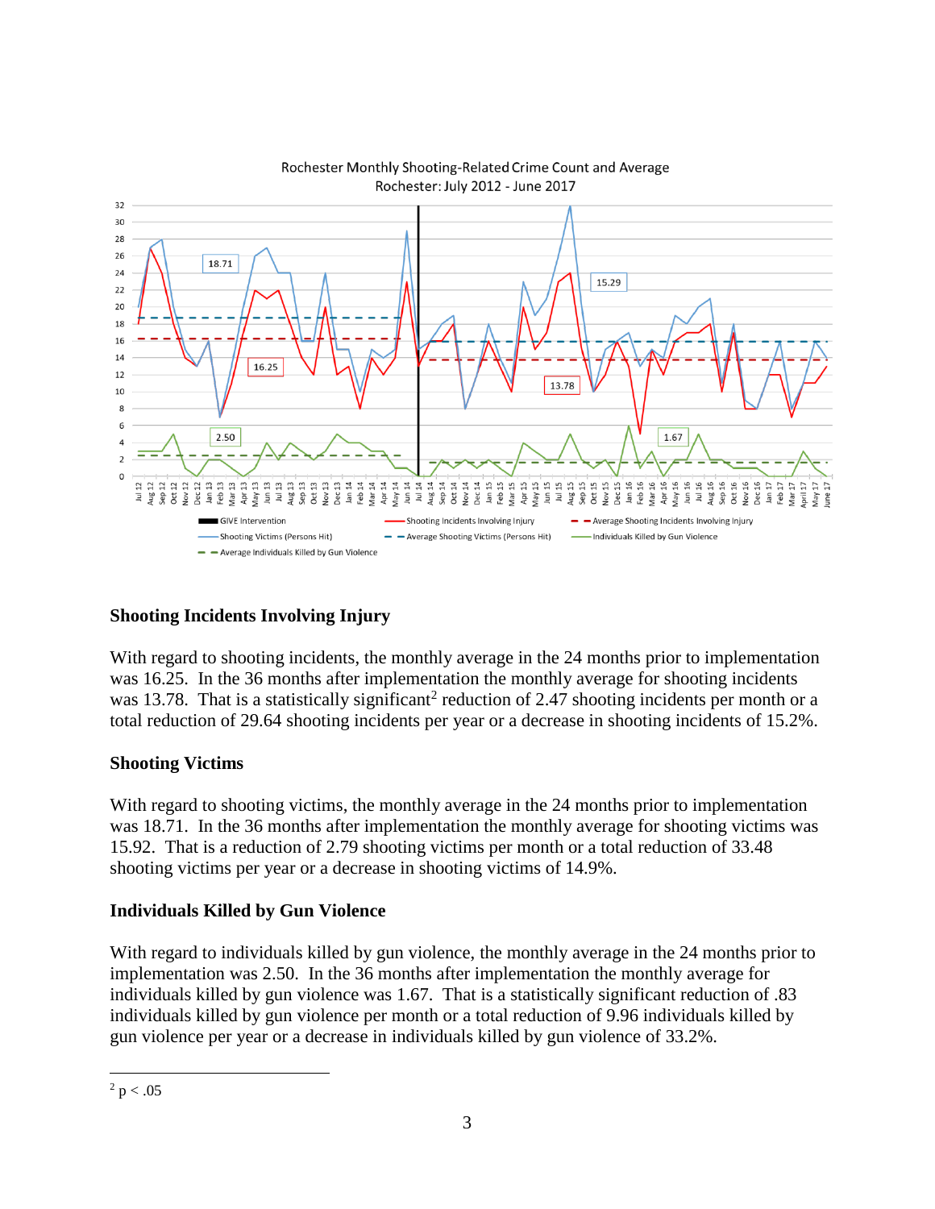Rochester Monthly Shooting-Related Crime Count and Average
Rochester: July 2012 - June 2017

### Shooting Incidents Involving Injury

With regard to shooting incidents, the monthly average in the 24 months prior to implementation was 16.25. In the 36 months after implementation the monthly average for shooting incidents was 13.78. That is a statistically significant[2] reduction of 2.47 shooting incidents per month or a total reduction of 29.64 shooting incidents per year or a decrease in shooting incidents of 15.2%.

### Shooting Victims

With regard to shooting victims, the monthly average in the 24 months prior to implementation was 18.71. In the 36 months after implementation the monthly average for shooting victims was 15.92. That is a reduction of 2.79 shooting victims per month or a total reduction of 33.48 shooting victims per year or a decrease in shooting victims of 14.9%.

### Individuals Killed by Gun Violence

With regard to individuals killed by gun violence, the monthly average in the 24 months prior to implementation was 2.50. In the 36 months after implementation the monthly average for individuals killed by gun violence was 1.67. That is a statistically significant reduction of .83 individuals killed by gun violence per month or a total reduction of 9.96 individuals killed by gun violence per year or a decrease in individuals killed by gun violence of 33.2%.

---

[2] $p < .05$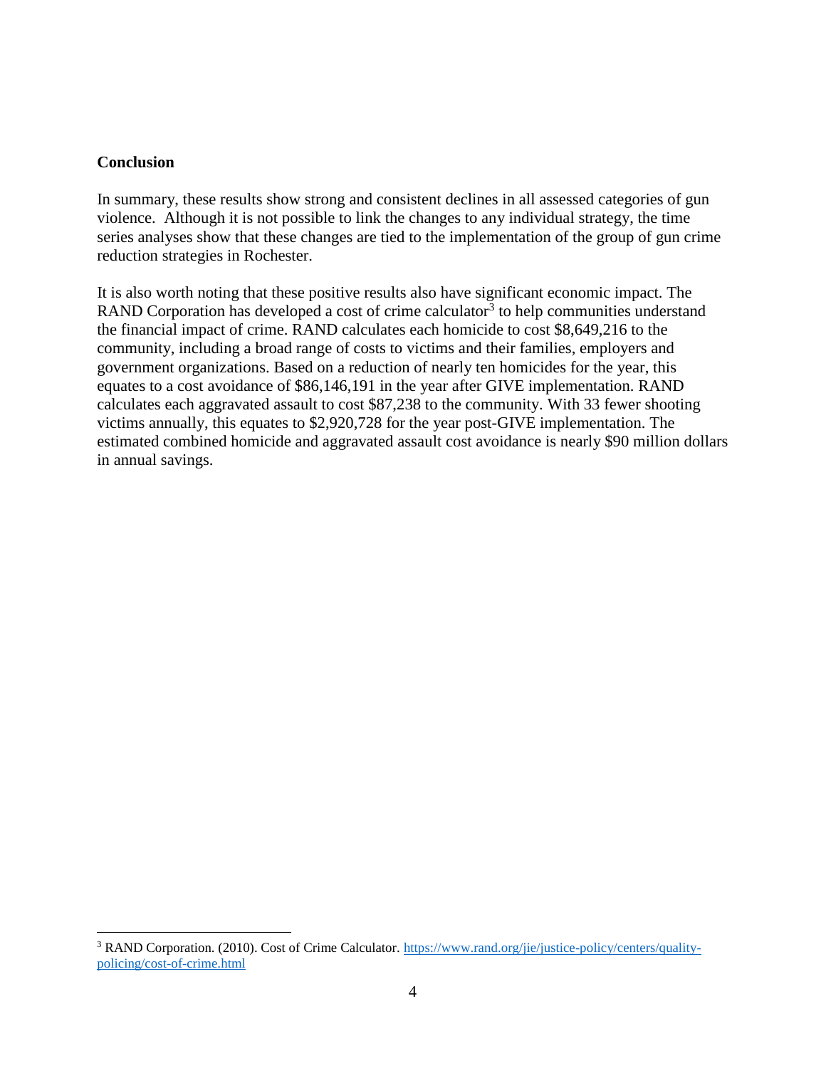**Conclusion**

In summary, these results show strong and consistent declines in all assessed categories of gun violence. Although it is not possible to link the changes to any individual strategy, the time series analyses show that these changes are tied to the implementation of the group of gun crime reduction strategies in Rochester.

It is also worth noting that these positive results also have significant economic impact. The RAND Corporation has developed a cost of crime calculator[3] to help communities understand the financial impact of crime. RAND calculates each homicide to cost $8,649,216 to the community, including a broad range of costs to victims and their families, employers and government organizations. Based on a reduction of nearly ten homicides for the year, this equates to a cost avoidance of $86,146,191 in the year after GIVE implementation. RAND calculates each aggravated assault to cost $87,238 to the community. With 33 fewer shooting victims annually, this equates to $2,920,728 for the year post-GIVE implementation. The estimated combined homicide and aggravated assault cost avoidance is nearly $90 million dollars in annual savings.

---

[3] RAND Corporation. (2010). Cost of Crime Calculator. https://www.rand.org/jie/justice-policy/centers/quality-policing/cost-of-crime.html